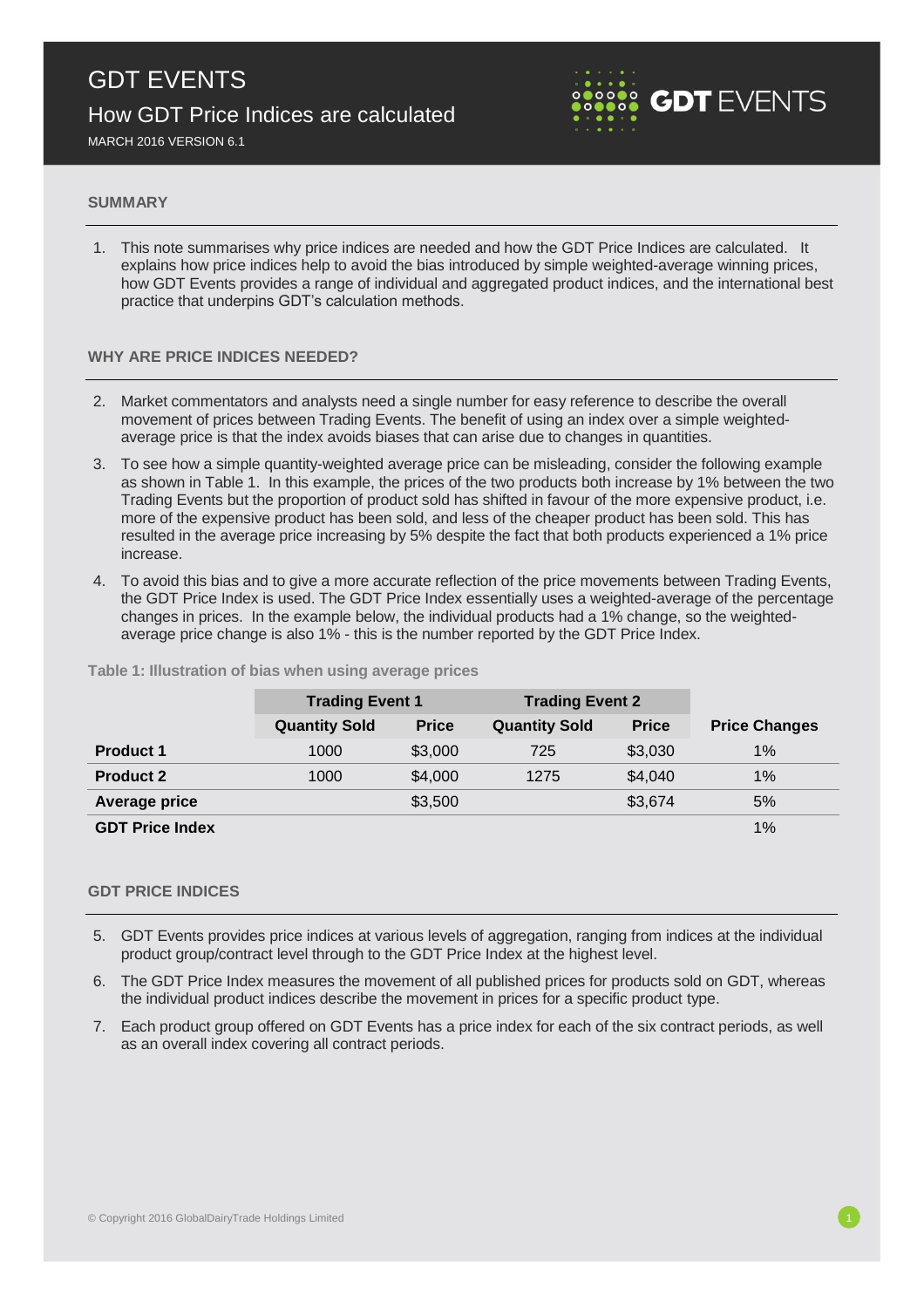# GDT EVENTS

## How GDT Price Indices are calculated

MARCH 2016 VERSION 6.1

### SUMMARY

1. This note summarises why price indices are needed and how the GDT Price Indices are calculated. It explains how price indices help to avoid the bias introduced by simple weighted-average winning prices, how GDT Events provides a range of individual and aggregated product indices, and the international best practice that underpins GDT's calculation methods.

### WHY ARE PRICE INDICES NEEDED?

2. Market commentators and analysts need a single number for easy reference to describe the overall movement of prices between Trading Events. The benefit of using an index over a simple weighted-average price is that the index avoids biases that can arise due to changes in quantities.
3. To see how a simple quantity-weighted average price can be misleading, consider the following example as shown in Table 1. In this example, the prices of the two products both increase by 1% between the two Trading Events but the proportion of product sold has shifted in favour of the more expensive product, i.e. more of the expensive product has been sold, and less of the cheaper product has been sold. This has resulted in the average price increasing by 5% despite the fact that both products experienced a 1% price increase.
4. To avoid this bias and to give a more accurate reflection of the price movements between Trading Events, the GDT Price Index is used. The GDT Price Index essentially uses a weighted-average of the percentage changes in prices. In the example below, the individual products had a 1% change, so the weighted-average price change is also 1% - this is the number reported by the GDT Price Index.

**Table 1: Illustration of bias when using average prices**

| | Trading Event 1 | | Trading Event 2 | | |
|---|---|---|---|---|---|
| | **Quantity Sold** | **Price** | **Quantity Sold** | **Price** | **Price Changes** |
| **Product 1** | 1000 | $3,000 | 725 | $3,030 | 1% |
| **Product 2** | 1000 | $4,000 | 1275 | $4,040 | 1% |
| **Average price** | | $3,500 | | $3,674 | 5% |
| **GDT Price Index** | | | | | 1% |

### GDT PRICE INDICES

5. GDT Events provides price indices at various levels of aggregation, ranging from indices at the individual product group/contract level through to the GDT Price Index at the highest level.
6. The GDT Price Index measures the movement of all published prices for products sold on GDT, whereas the individual product indices describe the movement in prices for a specific product type.
7. Each product group offered on GDT Events has a price index for each of the six contract periods, as well as an overall index covering all contract periods.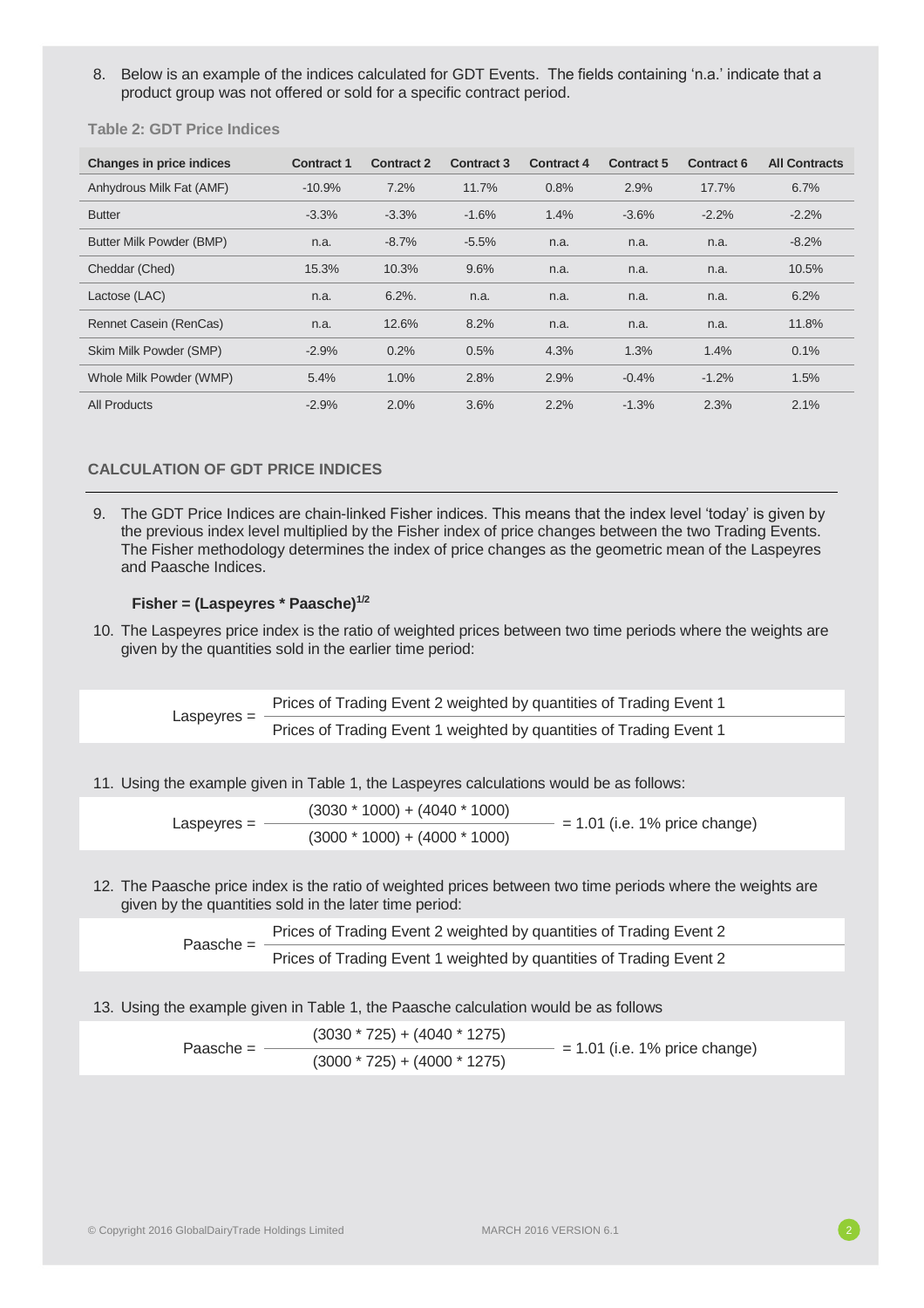8. Below is an example of the indices calculated for GDT Events. The fields containing 'n.a.' indicate that a product group was not offered or sold for a specific contract period.

**Table 2: GDT Price Indices**

| Changes in price indices | Contract 1 | Contract 2 | Contract 3 | Contract 4 | Contract 5 | Contract 6 | All Contracts |
|---|---|---|---|---|---|---|---|
| Anhydrous Milk Fat (AMF) | -10.9% | 7.2% | 11.7% | 0.8% | 2.9% | 17.7% | 6.7% |
| Butter | -3.3% | -3.3% | -1.6% | 1.4% | -3.6% | -2.2% | -2.2% |
| Butter Milk Powder (BMP) | n.a. | -8.7% | -5.5% | n.a. | n.a. | n.a. | -8.2% |
| Cheddar (Ched) | 15.3% | 10.3% | 9.6% | n.a. | n.a. | n.a. | 10.5% |
| Lactose (LAC) | n.a. | 6.2%. | n.a. | n.a. | n.a. | n.a. | 6.2% |
| Rennet Casein (RenCas) | n.a. | 12.6% | 8.2% | n.a. | n.a. | n.a. | 11.8% |
| Skim Milk Powder (SMP) | -2.9% | 0.2% | 0.5% | 4.3% | 1.3% | 1.4% | 0.1% |
| Whole Milk Powder (WMP) | 5.4% | 1.0% | 2.8% | 2.9% | -0.4% | -1.2% | 1.5% |
| All Products | -2.9% | 2.0% | 3.6% | 2.2% | -1.3% | 2.3% | 2.1% |

## CALCULATION OF GDT PRICE INDICES

9. The GDT Price Indices are chain-linked Fisher indices. This means that the index level 'today' is given by the previous index level multiplied by the Fisher index of price changes between the two Trading Events. The Fisher methodology determines the index of price changes as the geometric mean of the Laspeyres and Paasche Indices.

$$\textbf{Fisher} = (\textbf{Laspeyres} * \textbf{Paasche})^{1/2}$$

10. The Laspeyres price index is the ratio of weighted prices between two time periods where the weights are given by the quantities sold in the earlier time period:

$$\text{Laspeyres} = \frac{\text{Prices of Trading Event 2 weighted by quantities of Trading Event 1}}{\text{Prices of Trading Event 1 weighted by quantities of Trading Event 1}}$$

11. Using the example given in Table 1, the Laspeyres calculations would be as follows:

$$\text{Laspeyres} = \frac{(3030 * 1000) + (4040 * 1000)}{(3000 * 1000) + (4000 * 1000)} = 1.01 \text{ (i.e. 1\% price change)}$$

12. The Paasche price index is the ratio of weighted prices between two time periods where the weights are given by the quantities sold in the later time period:

$$\text{Paasche} = \frac{\text{Prices of Trading Event 2 weighted by quantities of Trading Event 2}}{\text{Prices of Trading Event 1 weighted by quantities of Trading Event 2}}$$

13. Using the example given in Table 1, the Paasche calculation would be as follows

$$\text{Paasche} = \frac{(3030 * 725) + (4040 * 1275)}{(3000 * 725) + (4000 * 1275)} = 1.01 \text{ (i.e. 1\% price change)}$$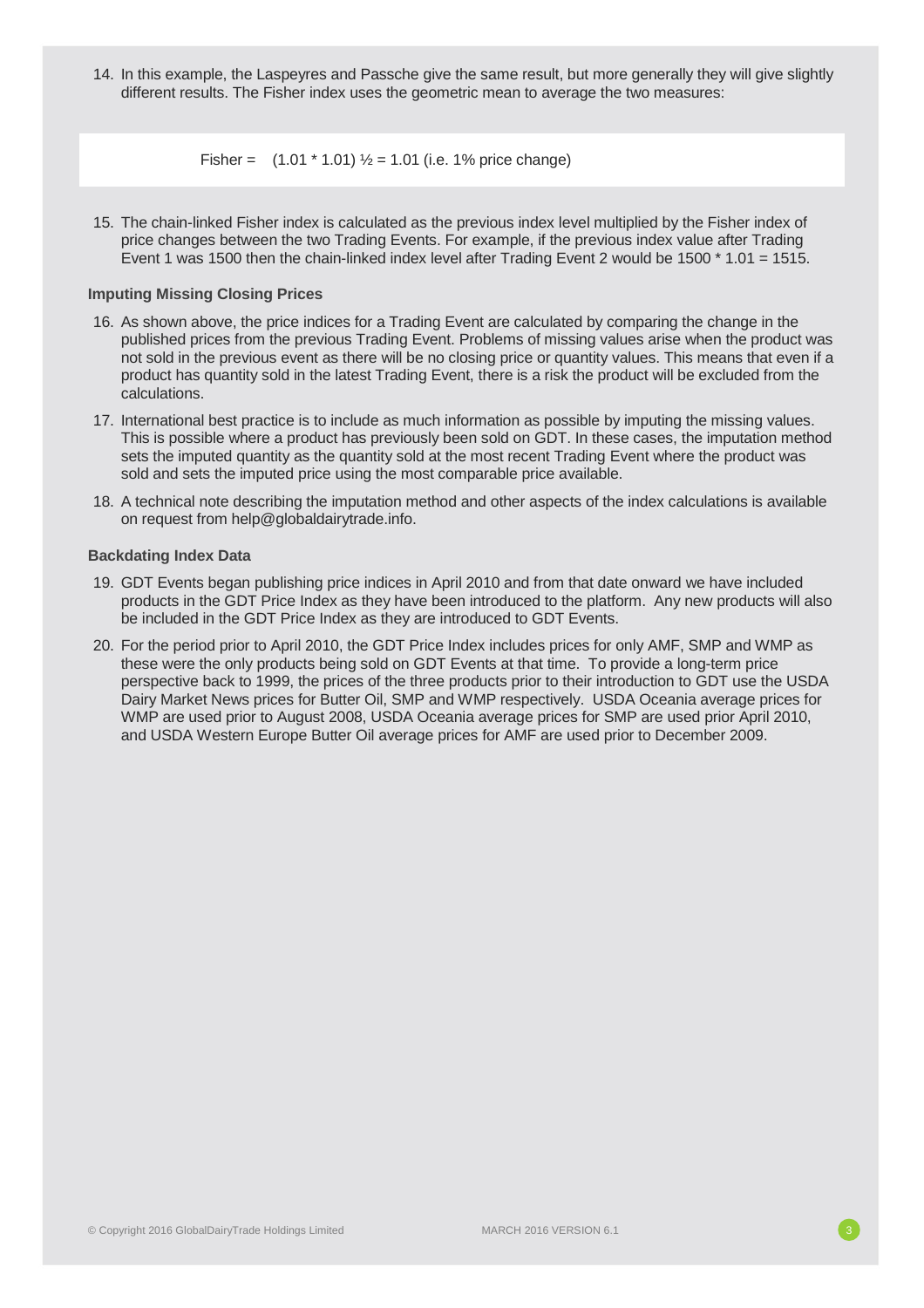14. In this example, the Laspeyres and Passche give the same result, but more generally they will give slightly different results. The Fisher index uses the geometric mean to average the two measures:

$$\text{Fisher} = (1.01 * 1.01)^{1/2} = 1.01 \text{ (i.e. 1\% price change)}$$

15. The chain-linked Fisher index is calculated as the previous index level multiplied by the Fisher index of price changes between the two Trading Events. For example, if the previous index value after Trading Event 1 was 1500 then the chain-linked index level after Trading Event 2 would be 1500 * 1.01 = 1515.

### Imputing Missing Closing Prices

16. As shown above, the price indices for a Trading Event are calculated by comparing the change in the published prices from the previous Trading Event. Problems of missing values arise when the product was not sold in the previous event as there will be no closing price or quantity values. This means that even if a product has quantity sold in the latest Trading Event, there is a risk the product will be excluded from the calculations.

17. International best practice is to include as much information as possible by imputing the missing values. This is possible where a product has previously been sold on GDT. In these cases, the imputation method sets the imputed quantity as the quantity sold at the most recent Trading Event where the product was sold and sets the imputed price using the most comparable price available.

18. A technical note describing the imputation method and other aspects of the index calculations is available on request from help@globaldairytrade.info.

### Backdating Index Data

19. GDT Events began publishing price indices in April 2010 and from that date onward we have included products in the GDT Price Index as they have been introduced to the platform. Any new products will also be included in the GDT Price Index as they are introduced to GDT Events.

20. For the period prior to April 2010, the GDT Price Index includes prices for only AMF, SMP and WMP as these were the only products being sold on GDT Events at that time. To provide a long-term price perspective back to 1999, the prices of the three products prior to their introduction to GDT use the USDA Dairy Market News prices for Butter Oil, SMP and WMP respectively. USDA Oceania average prices for WMP are used prior to August 2008, USDA Oceania average prices for SMP are used prior April 2010, and USDA Western Europe Butter Oil average prices for AMF are used prior to December 2009.